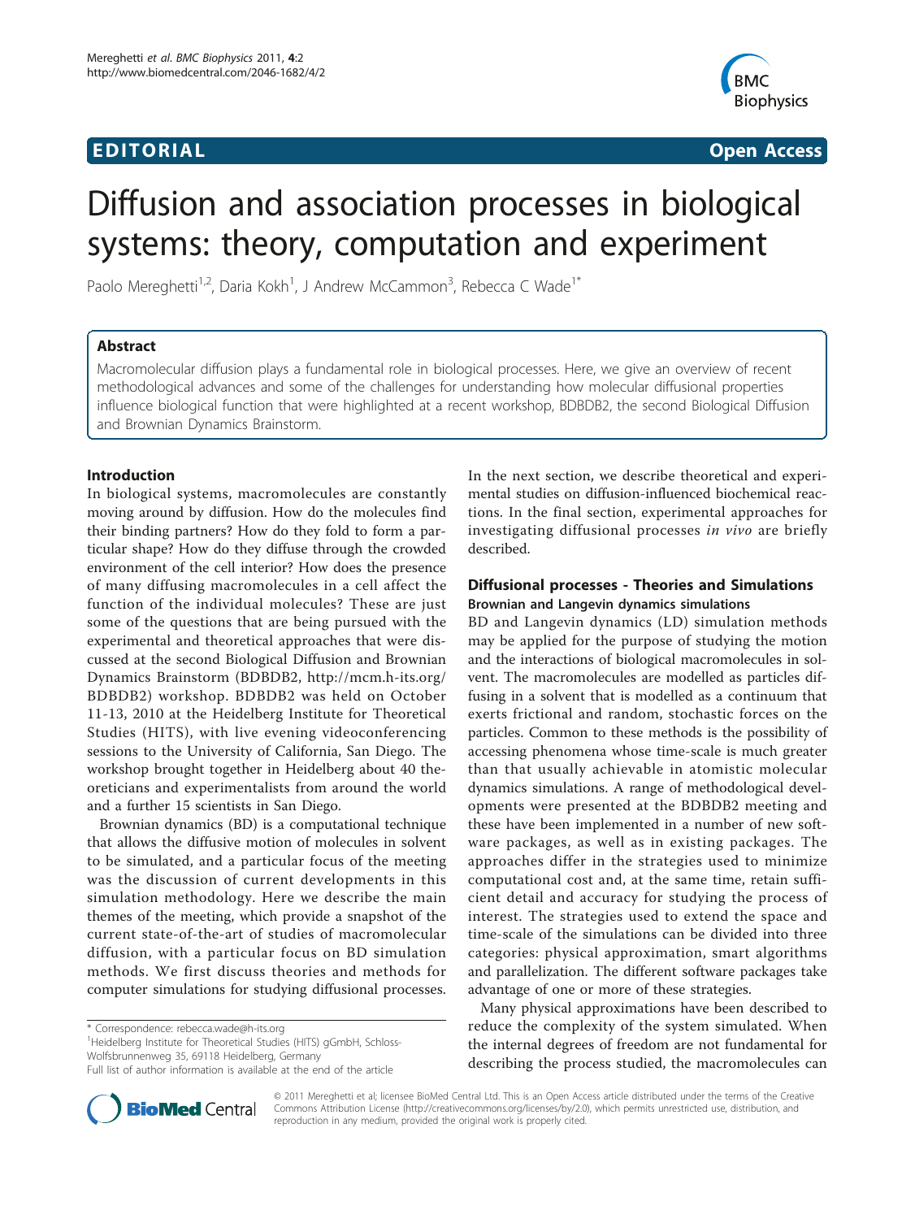EDITORIAL Open Access

# Diffusion and association processes in biological systems: theory, computation and experiment

Paolo Mereghetti[1,2], Daria Kokh[1], J Andrew McCammon[3], Rebecca C Wade[1*]

## Abstract

Macromolecular diffusion plays a fundamental role in biological processes. Here, we give an overview of recent methodological advances and some of the challenges for understanding how molecular diffusional properties influence biological function that were highlighted at a recent workshop, BDBDB2, the second Biological Diffusion and Brownian Dynamics Brainstorm.

## Introduction

In biological systems, macromolecules are constantly moving around by diffusion. How do the molecules find their binding partners? How do they fold to form a particular shape? How do they diffuse through the crowded environment of the cell interior? How does the presence of many diffusing macromolecules in a cell affect the function of the individual molecules? These are just some of the questions that are being pursued with the experimental and theoretical approaches that were discussed at the second Biological Diffusion and Brownian Dynamics Brainstorm (BDBDB2, http://mcm.h-its.org/BDBDB2) workshop. BDBDB2 was held on October 11-13, 2010 at the Heidelberg Institute for Theoretical Studies (HITS), with live evening videoconferencing sessions to the University of California, San Diego. The workshop brought together in Heidelberg about 40 theoreticians and experimentalists from around the world and a further 15 scientists in San Diego.

Brownian dynamics (BD) is a computational technique that allows the diffusive motion of molecules in solvent to be simulated, and a particular focus of the meeting was the discussion of current developments in this simulation methodology. Here we describe the main themes of the meeting, which provide a snapshot of the current state-of-the-art of studies of macromolecular diffusion, with a particular focus on BD simulation methods. We first discuss theories and methods for computer simulations for studying diffusional processes. In the next section, we describe theoretical and experimental studies on diffusion-influenced biochemical reactions. In the final section, experimental approaches for investigating diffusional processes *in vivo* are briefly described.

## Diffusional processes - Theories and Simulations

### Brownian and Langevin dynamics simulations

BD and Langevin dynamics (LD) simulation methods may be applied for the purpose of studying the motion and the interactions of biological macromolecules in solvent. The macromolecules are modelled as particles diffusing in a solvent that is modelled as a continuum that exerts frictional and random, stochastic forces on the particles. Common to these methods is the possibility of accessing phenomena whose time-scale is much greater than that usually achievable in atomistic molecular dynamics simulations. A range of methodological developments were presented at the BDBDB2 meeting and these have been implemented in a number of new software packages, as well as in existing packages. The approaches differ in the strategies used to minimize computational cost and, at the same time, retain sufficient detail and accuracy for studying the process of interest. The strategies used to extend the space and time-scale of the simulations can be divided into three categories: physical approximation, smart algorithms and parallelization. The different software packages take advantage of one or more of these strategies.

Many physical approximations have been described to reduce the complexity of the system simulated. When the internal degrees of freedom are not fundamental for describing the process studied, the macromolecules can

\* Correspondence: rebecca.wade@h-its.org
[1]Heidelberg Institute for Theoretical Studies (HITS) gGmbH, Schloss-Wolfsbrunnenweg 35, 69118 Heidelberg, Germany
Full list of author information is available at the end of the article

© 2011 Mereghetti et al; licensee BioMed Central Ltd. This is an Open Access article distributed under the terms of the Creative Commons Attribution License (http://creativecommons.org/licenses/by/2.0), which permits unrestricted use, distribution, and reproduction in any medium, provided the original work is properly cited.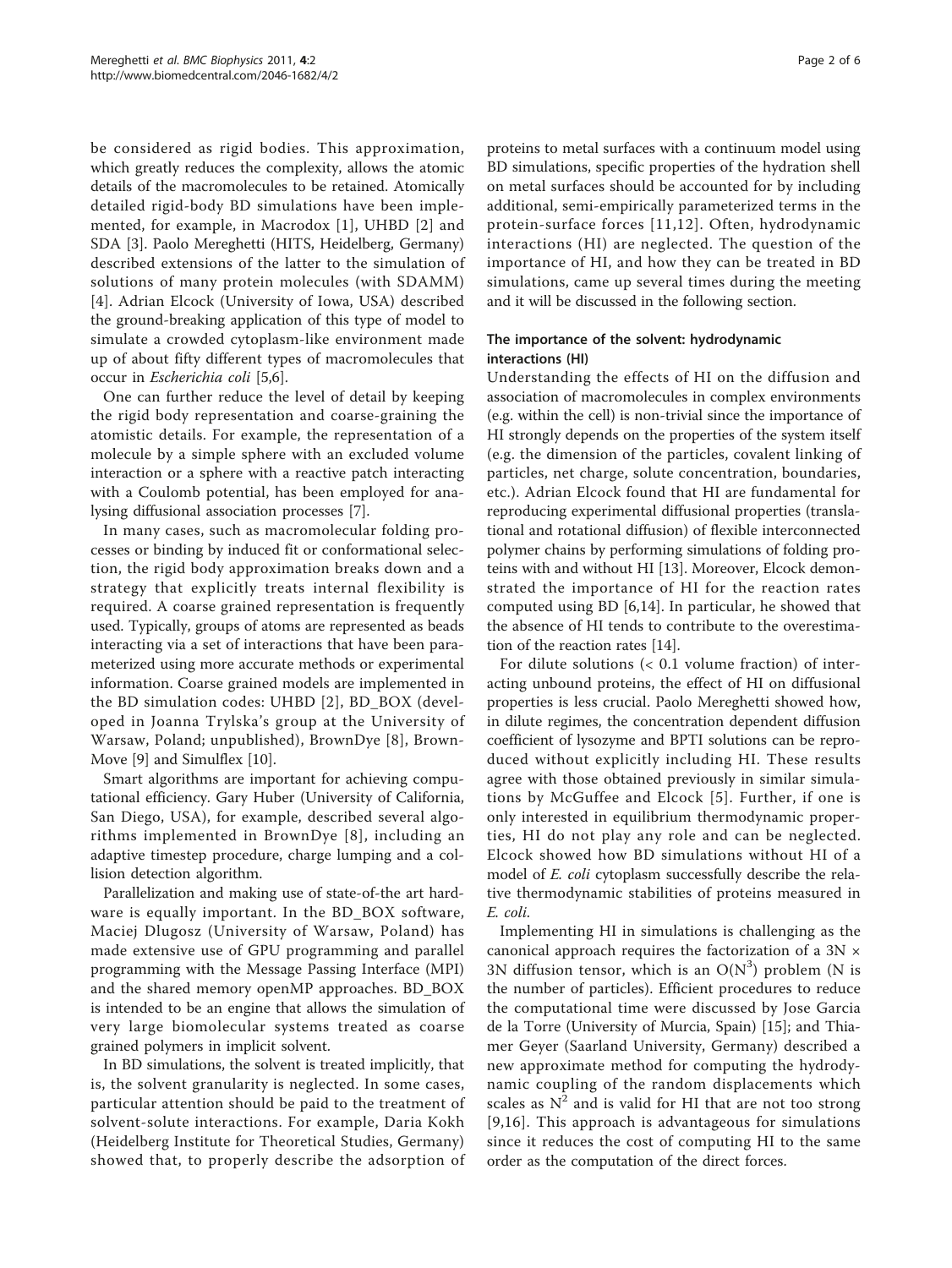be considered as rigid bodies. This approximation, which greatly reduces the complexity, allows the atomic details of the macromolecules to be retained. Atomically detailed rigid-body BD simulations have been implemented, for example, in Macrodox [1], UHBD [2] and SDA [3]. Paolo Mereghetti (HITS, Heidelberg, Germany) described extensions of the latter to the simulation of solutions of many protein molecules (with SDAMM) [4]. Adrian Elcock (University of Iowa, USA) described the ground-breaking application of this type of model to simulate a crowded cytoplasm-like environment made up of about fifty different types of macromolecules that occur in *Escherichia coli* [5,6].

One can further reduce the level of detail by keeping the rigid body representation and coarse-graining the atomistic details. For example, the representation of a molecule by a simple sphere with an excluded volume interaction or a sphere with a reactive patch interacting with a Coulomb potential, has been employed for analysing diffusional association processes [7].

In many cases, such as macromolecular folding processes or binding by induced fit or conformational selection, the rigid body approximation breaks down and a strategy that explicitly treats internal flexibility is required. A coarse grained representation is frequently used. Typically, groups of atoms are represented as beads interacting via a set of interactions that have been parameterized using more accurate methods or experimental information. Coarse grained models are implemented in the BD simulation codes: UHBD [2], BD_BOX (developed in Joanna Trylska's group at the University of Warsaw, Poland; unpublished), BrownDye [8], BrownMove [9] and Simulflex [10].

Smart algorithms are important for achieving computational efficiency. Gary Huber (University of California, San Diego, USA), for example, described several algorithms implemented in BrownDye [8], including an adaptive timestep procedure, charge lumping and a collision detection algorithm.

Parallelization and making use of state-of-the art hardware is equally important. In the BD_BOX software, Maciej Dlugosz (University of Warsaw, Poland) has made extensive use of GPU programming and parallel programming with the Message Passing Interface (MPI) and the shared memory openMP approaches. BD_BOX is intended to be an engine that allows the simulation of very large biomolecular systems treated as coarse grained polymers in implicit solvent.

In BD simulations, the solvent is treated implicitly, that is, the solvent granularity is neglected. In some cases, particular attention should be paid to the treatment of solvent-solute interactions. For example, Daria Kokh (Heidelberg Institute for Theoretical Studies, Germany) showed that, to properly describe the adsorption of proteins to metal surfaces with a continuum model using BD simulations, specific properties of the hydration shell on metal surfaces should be accounted for by including additional, semi-empirically parameterized terms in the protein-surface forces [11,12]. Often, hydrodynamic interactions (HI) are neglected. The question of the importance of HI, and how they can be treated in BD simulations, came up several times during the meeting and it will be discussed in the following section.

### The importance of the solvent: hydrodynamic interactions (HI)

Understanding the effects of HI on the diffusion and association of macromolecules in complex environments (e.g. within the cell) is non-trivial since the importance of HI strongly depends on the properties of the system itself (e.g. the dimension of the particles, covalent linking of particles, net charge, solute concentration, boundaries, etc.). Adrian Elcock found that HI are fundamental for reproducing experimental diffusional properties (translational and rotational diffusion) of flexible interconnected polymer chains by performing simulations of folding proteins with and without HI [13]. Moreover, Elcock demonstrated the importance of HI for the reaction rates computed using BD [6,14]. In particular, he showed that the absence of HI tends to contribute to the overestimation of the reaction rates [14].

For dilute solutions (< 0.1 volume fraction) of interacting unbound proteins, the effect of HI on diffusional properties is less crucial. Paolo Mereghetti showed how, in dilute regimes, the concentration dependent diffusion coefficient of lysozyme and BPTI solutions can be reproduced without explicitly including HI. These results agree with those obtained previously in similar simulations by McGuffee and Elcock [5]. Further, if one is only interested in equilibrium thermodynamic properties, HI do not play any role and can be neglected. Elcock showed how BD simulations without HI of a model of *E. coli* cytoplasm successfully describe the relative thermodynamic stabilities of proteins measured in *E. coli*.

Implementing HI in simulations is challenging as the canonical approach requires the factorization of a $3N \times 3N$ diffusion tensor, which is an $O(N^3)$ problem (N is the number of particles). Efficient procedures to reduce the computational time were discussed by Jose Garcia de la Torre (University of Murcia, Spain) [15]; and Thiamer Geyer (Saarland University, Germany) described a new approximate method for computing the hydrodynamic coupling of the random displacements which scales as $N^2$ and is valid for HI that are not too strong [9,16]. This approach is advantageous for simulations since it reduces the cost of computing HI to the same order as the computation of the direct forces.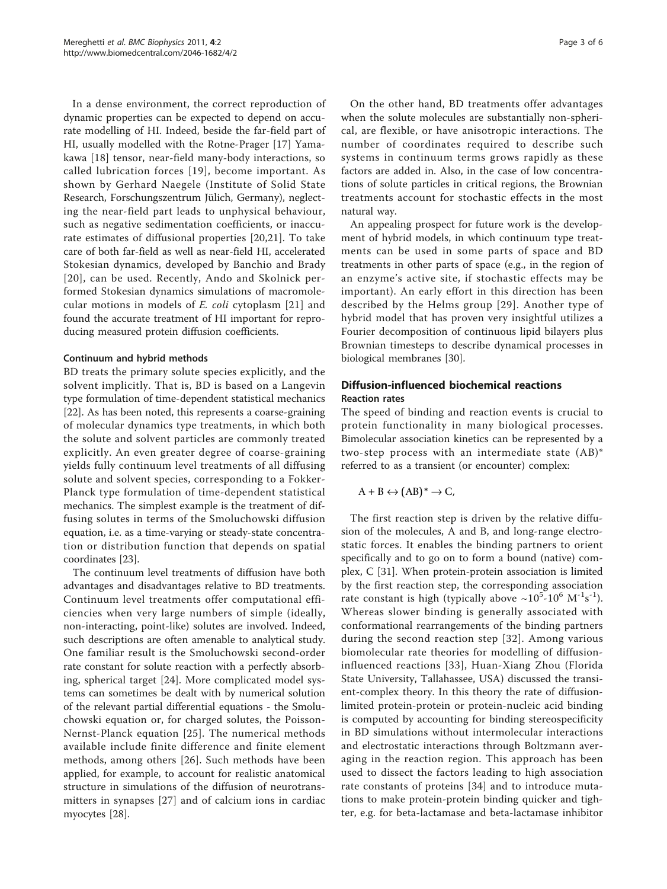In a dense environment, the correct reproduction of dynamic properties can be expected to depend on accurate modelling of HI. Indeed, beside the far-field part of HI, usually modelled with the Rotne-Prager [17] Yamakawa [18] tensor, near-field many-body interactions, so called lubrication forces [19], become important. As shown by Gerhard Naegele (Institute of Solid State Research, Forschungszentrum Jülich, Germany), neglecting the near-field part leads to unphysical behaviour, such as negative sedimentation coefficients, or inaccurate estimates of diffusional properties [20,21]. To take care of both far-field as well as near-field HI, accelerated Stokesian dynamics, developed by Banchio and Brady [20], can be used. Recently, Ando and Skolnick performed Stokesian dynamics simulations of macromolecular motions in models of *E. coli* cytoplasm [21] and found the accurate treatment of HI important for reproducing measured protein diffusion coefficients.

#### Continuum and hybrid methods

BD treats the primary solute species explicitly, and the solvent implicitly. That is, BD is based on a Langevin type formulation of time-dependent statistical mechanics [22]. As has been noted, this represents a coarse-graining of molecular dynamics type treatments, in which both the solute and solvent particles are commonly treated explicitly. An even greater degree of coarse-graining yields fully continuum level treatments of all diffusing solute and solvent species, corresponding to a Fokker-Planck type formulation of time-dependent statistical mechanics. The simplest example is the treatment of diffusing solutes in terms of the Smoluchowski diffusion equation, i.e. as a time-varying or steady-state concentration or distribution function that depends on spatial coordinates [23].

The continuum level treatments of diffusion have both advantages and disadvantages relative to BD treatments. Continuum level treatments offer computational efficiencies when very large numbers of simple (ideally, non-interacting, point-like) solutes are involved. Indeed, such descriptions are often amenable to analytical study. One familiar result is the Smoluchowski second-order rate constant for solute reaction with a perfectly absorbing, spherical target [24]. More complicated model systems can sometimes be dealt with by numerical solution of the relevant partial differential equations - the Smoluchowski equation or, for charged solutes, the Poisson-Nernst-Planck equation [25]. The numerical methods available include finite difference and finite element methods, among others [26]. Such methods have been applied, for example, to account for realistic anatomical structure in simulations of the diffusion of neurotransmitters in synapses [27] and of calcium ions in cardiac myocytes [28].

On the other hand, BD treatments offer advantages when the solute molecules are substantially non-spherical, are flexible, or have anisotropic interactions. The number of coordinates required to describe such systems in continuum terms grows rapidly as these factors are added in. Also, in the case of low concentrations of solute particles in critical regions, the Brownian treatments account for stochastic effects in the most natural way.

An appealing prospect for future work is the development of hybrid models, in which continuum type treatments can be used in some parts of space and BD treatments in other parts of space (e.g., in the region of an enzyme's active site, if stochastic effects may be important). An early effort in this direction has been described by the Helms group [29]. Another type of hybrid model that has proven very insightful utilizes a Fourier decomposition of continuous lipid bilayers plus Brownian timesteps to describe dynamical processes in biological membranes [30].

## Diffusion-influenced biochemical reactions

#### Reaction rates

The speed of binding and reaction events is crucial to protein functionality in many biological processes. Bimolecular association kinetics can be represented by a two-step process with an intermediate state $(AB)^*$ referred to as a transient (or encounter) complex:

$$A + B \leftrightarrow (AB)^* \rightarrow C,$$

The first reaction step is driven by the relative diffusion of the molecules, A and B, and long-range electrostatic forces. It enables the binding partners to orient specifically and to go on to form a bound (native) complex, C [31]. When protein-protein association is limited by the first reaction step, the corresponding association rate constant is high (typically above $\sim 10^5$-$10^6$ $M^{-1}s^{-1}$). Whereas slower binding is generally associated with conformational rearrangements of the binding partners during the second reaction step [32]. Among various biomolecular rate theories for modelling of diffusion-influenced reactions [33], Huan-Xiang Zhou (Florida State University, Tallahassee, USA) discussed the transient-complex theory. In this theory the rate of diffusion-limited protein-protein or protein-nucleic acid binding is computed by accounting for binding stereospecificity in BD simulations without intermolecular interactions and electrostatic interactions through Boltzmann averaging in the reaction region. This approach has been used to dissect the factors leading to high association rate constants of proteins [34] and to introduce mutations to make protein-protein binding quicker and tighter, e.g. for beta-lactamase and beta-lactamase inhibitor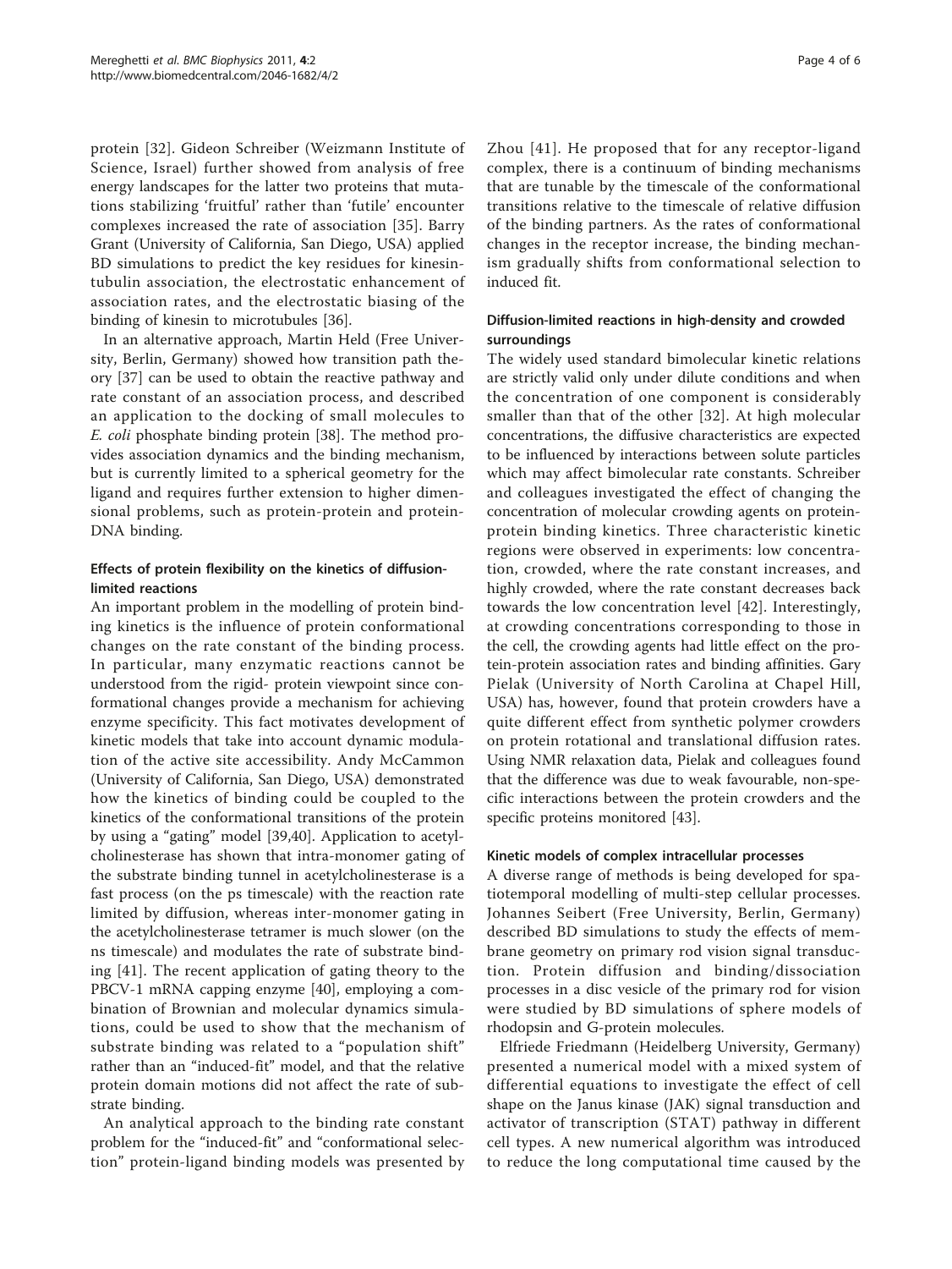protein [32]. Gideon Schreiber (Weizmann Institute of Science, Israel) further showed from analysis of free energy landscapes for the latter two proteins that mutations stabilizing 'fruitful' rather than 'futile' encounter complexes increased the rate of association [35]. Barry Grant (University of California, San Diego, USA) applied BD simulations to predict the key residues for kinesin-tubulin association, the electrostatic enhancement of association rates, and the electrostatic biasing of the binding of kinesin to microtubules [36].

In an alternative approach, Martin Held (Free University, Berlin, Germany) showed how transition path theory [37] can be used to obtain the reactive pathway and rate constant of an association process, and described an application to the docking of small molecules to *E. coli* phosphate binding protein [38]. The method provides association dynamics and the binding mechanism, but is currently limited to a spherical geometry for the ligand and requires further extension to higher dimensional problems, such as protein-protein and protein-DNA binding.

### Effects of protein flexibility on the kinetics of diffusion-limited reactions

An important problem in the modelling of protein binding kinetics is the influence of protein conformational changes on the rate constant of the binding process. In particular, many enzymatic reactions cannot be understood from the rigid- protein viewpoint since conformational changes provide a mechanism for achieving enzyme specificity. This fact motivates development of kinetic models that take into account dynamic modulation of the active site accessibility. Andy McCammon (University of California, San Diego, USA) demonstrated how the kinetics of binding could be coupled to the kinetics of the conformational transitions of the protein by using a "gating" model [39,40]. Application to acetylcholinesterase has shown that intra-monomer gating of the substrate binding tunnel in acetylcholinesterase is a fast process (on the ps timescale) with the reaction rate limited by diffusion, whereas inter-monomer gating in the acetylcholinesterase tetramer is much slower (on the ns timescale) and modulates the rate of substrate binding [41]. The recent application of gating theory to the PBCV-1 mRNA capping enzyme [40], employing a combination of Brownian and molecular dynamics simulations, could be used to show that the mechanism of substrate binding was related to a "population shift" rather than an "induced-fit" model, and that the relative protein domain motions did not affect the rate of substrate binding.

An analytical approach to the binding rate constant problem for the "induced-fit" and "conformational selection" protein-ligand binding models was presented by Zhou [41]. He proposed that for any receptor-ligand complex, there is a continuum of binding mechanisms that are tunable by the timescale of the conformational transitions relative to the timescale of relative diffusion of the binding partners. As the rates of conformational changes in the receptor increase, the binding mechanism gradually shifts from conformational selection to induced fit.

### Diffusion-limited reactions in high-density and crowded surroundings

The widely used standard bimolecular kinetic relations are strictly valid only under dilute conditions and when the concentration of one component is considerably smaller than that of the other [32]. At high molecular concentrations, the diffusive characteristics are expected to be influenced by interactions between solute particles which may affect bimolecular rate constants. Schreiber and colleagues investigated the effect of changing the concentration of molecular crowding agents on protein-protein binding kinetics. Three characteristic kinetic regions were observed in experiments: low concentration, crowded, where the rate constant increases, and highly crowded, where the rate constant decreases back towards the low concentration level [42]. Interestingly, at crowding concentrations corresponding to those in the cell, the crowding agents had little effect on the protein-protein association rates and binding affinities. Gary Pielak (University of North Carolina at Chapel Hill, USA) has, however, found that protein crowders have a quite different effect from synthetic polymer crowders on protein rotational and translational diffusion rates. Using NMR relaxation data, Pielak and colleagues found that the difference was due to weak favourable, non-specific interactions between the protein crowders and the specific proteins monitored [43].

### Kinetic models of complex intracellular processes

A diverse range of methods is being developed for spatiotemporal modelling of multi-step cellular processes. Johannes Seibert (Free University, Berlin, Germany) described BD simulations to study the effects of membrane geometry on primary rod vision signal transduction. Protein diffusion and binding/dissociation processes in a disc vesicle of the primary rod for vision were studied by BD simulations of sphere models of rhodopsin and G-protein molecules.

Elfriede Friedmann (Heidelberg University, Germany) presented a numerical model with a mixed system of differential equations to investigate the effect of cell shape on the Janus kinase (JAK) signal transduction and activator of transcription (STAT) pathway in different cell types. A new numerical algorithm was introduced to reduce the long computational time caused by the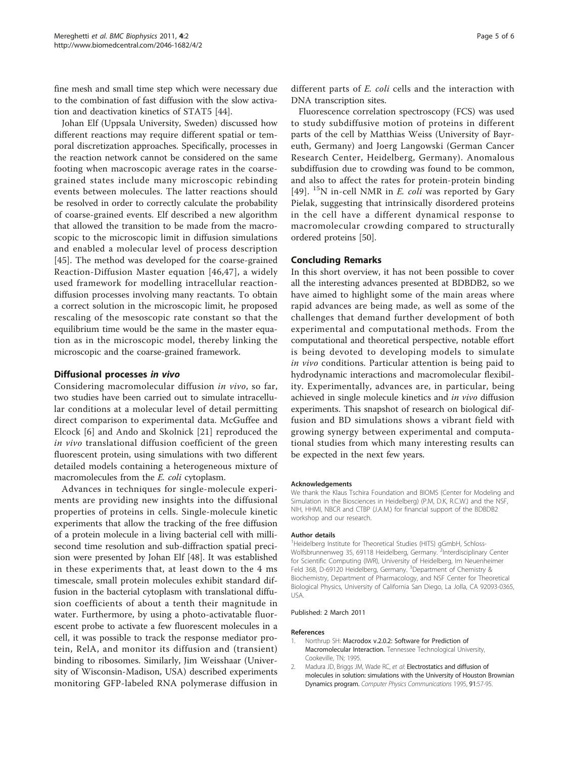fine mesh and small time step which were necessary due to the combination of fast diffusion with the slow activation and deactivation kinetics of STAT5 [44].

Johan Elf (Uppsala University, Sweden) discussed how different reactions may require different spatial or temporal discretization approaches. Specifically, processes in the reaction network cannot be considered on the same footing when macroscopic average rates in the coarse-grained states include many microscopic rebinding events between molecules. The latter reactions should be resolved in order to correctly calculate the probability of coarse-grained events. Elf described a new algorithm that allowed the transition to be made from the macroscopic to the microscopic limit in diffusion simulations and enabled a molecular level of process description [45]. The method was developed for the coarse-grained Reaction-Diffusion Master equation [46,47], a widely used framework for modelling intracellular reaction-diffusion processes involving many reactants. To obtain a correct solution in the microscopic limit, he proposed rescaling of the mesoscopic rate constant so that the equilibrium time would be the same in the master equation as in the microscopic model, thereby linking the microscopic and the coarse-grained framework.

## Diffusional processes *in vivo*

Considering macromolecular diffusion *in vivo*, so far, two studies have been carried out to simulate intracellular conditions at a molecular level of detail permitting direct comparison to experimental data. McGuffee and Elcock [6] and Ando and Skolnick [21] reproduced the *in vivo* translational diffusion coefficient of the green fluorescent protein, using simulations with two different detailed models containing a heterogeneous mixture of macromolecules from the *E. coli* cytoplasm.

Advances in techniques for single-molecule experiments are providing new insights into the diffusional properties of proteins in cells. Single-molecule kinetic experiments that allow the tracking of the free diffusion of a protein molecule in a living bacterial cell with millisecond time resolution and sub-diffraction spatial precision were presented by Johan Elf [48]. It was established in these experiments that, at least down to the 4 ms timescale, small protein molecules exhibit standard diffusion in the bacterial cytoplasm with translational diffusion coefficients of about a tenth their magnitude in water. Furthermore, by using a photo-activatable fluorescent probe to activate a few fluorescent molecules in a cell, it was possible to track the response mediator protein, RelA, and monitor its diffusion and (transient) binding to ribosomes. Similarly, Jim Weisshaar (University of Wisconsin-Madison, USA) described experiments monitoring GFP-labeled RNA polymerase diffusion in different parts of *E. coli* cells and the interaction with DNA transcription sites.

Fluorescence correlation spectroscopy (FCS) was used to study subdiffusive motion of proteins in different parts of the cell by Matthias Weiss (University of Bayreuth, Germany) and Joerg Langowski (German Cancer Research Center, Heidelberg, Germany). Anomalous subdiffusion due to crowding was found to be common, and also to affect the rates for protein-protein binding [49]. $^{15}$N in-cell NMR in *E. coli* was reported by Gary Pielak, suggesting that intrinsically disordered proteins in the cell have a different dynamical response to macromolecular crowding compared to structurally ordered proteins [50].

## Concluding Remarks

In this short overview, it has not been possible to cover all the interesting advances presented at BDBDB2, so we have aimed to highlight some of the main areas where rapid advances are being made, as well as some of the challenges that demand further development of both experimental and computational methods. From the computational and theoretical perspective, notable effort is being devoted to developing models to simulate *in vivo* conditions. Particular attention is being paid to hydrodynamic interactions and macromolecular flexibility. Experimentally, advances are, in particular, being achieved in single molecule kinetics and *in vivo* diffusion experiments. This snapshot of research on biological diffusion and BD simulations shows a vibrant field with growing synergy between experimental and computational studies from which many interesting results can be expected in the next few years.

#### Acknowledgements

We thank the Klaus Tschira Foundation and BIOMS (Center for Modeling and Simulation in the Biosciences in Heidelberg) (P.M, D.K, R.C.W.) and the NSF, NIH, HHMI, NBCR and CTBP (J.A.M.) for financial support of the BDBDB2 workshop and our research.

#### Author details

[1]Heidelberg Institute for Theoretical Studies (HITS) gGmbH, Schloss-Wolfsbrunnenweg 35, 69118 Heidelberg, Germany. [2]Interdisciplinary Center for Scientific Computing (IWR), University of Heidelberg, Im Neuenheimer Feld 368, D-69120 Heidelberg, Germany. [3]Department of Chemistry & Biochemistry, Department of Pharmacology, and NSF Center for Theoretical Biological Physics, University of California San Diego, La Jolla, CA 92093-0365, USA.

Published: 2 March 2011

#### References

1. Northrup SH: **Macrodox v.2.0.2: Software for Prediction of Macromolecular Interaction.** Tennessee Technological University, Cookeville, TN; 1995.
2. Madura JD, Briggs JM, Wade RC, *et al*: **Electrostatics and diffusion of molecules in solution: simulations with the University of Houston Brownian Dynamics program.** *Computer Physics Communications* 1995, **91**:57-95.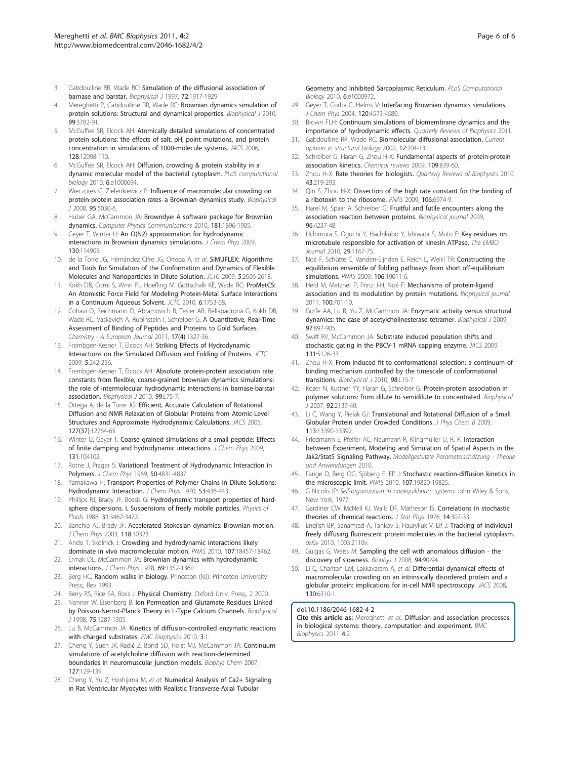3. Gabdoulline RR, Wade RC: Simulation of the diffusional association of barnase and barstar. *Biophysical J* 1997, 72:1917-1929.
4. Mereghetti P, Gabdoulline RR, Wade RC: Brownian dynamics simulation of protein solutions: Structural and dynamical properties. *Biophysical J* 2010, 99:3782-91.
5. McGuffee SR, Elcock AH: Atomically detailed simulations of concentrated protein solutions: the effects of salt, pH, point mutations, and protein concentration in simulations of 1000-molecule systems. *JACS* 2006, 128:12098-110.
6. McGuffee SR, Elcock AH: Diffusion, crowding & protein stability in a dynamic molecular model of the bacterial cytoplasm. *PLoS computational biology* 2010, 6:e1000694.
7. Wieczorek G, Zielenkiewicz P: Influence of macromolecular crowding on protein-protein association rates–a Brownian dynamics study. *Biophysical J* 2008, 95:5030-6.
8. Huber GA, McCammon JA: Browndye: A software package for Brownian dynamics. *Computer Physics Communications* 2010, 181:1896-1905.
9. Geyer T, Winter U: An O(N2) approximation for hydrodynamic interactions in Brownian dynamics simulations. *J Chem Phys* 2009, 130:114905.
10. de la Torre JG, Hernández Cifre JG, Ortega A, *et al*: SIMUFLEX: Algorithms and Tools for Simulation of the Conformation and Dynamics of Flexible Molecules and Nanoparticles in Dilute Solution. *JCTC* 2009, 5:2606-2618.
11. Kokh DB, Corni S, Winn PJ, Hoefling M, Gottschalk KE, Wade RC: ProMetCS: An Atomistic Force Field for Modeling Protein-Metal Surface Interactions in a Continuum Aqueous Solvent. *JCTC* 2010, 6:1753-68.
12. Cohavi O, Reichmann D, Abramovich R, Tesler AB, Bellapadrona G, Kokh DB, Wade RC, Vaskevich A, Rubinstein I, Schreiber G: A Quantitative, Real-Time Assessment of Binding of Peptides and Proteins to Gold Surfaces. *Chemistry - A European Journal* 2011, 17(4):1327-36.
13. Frembgen-Kesner T, Elcock AH: Striking Effects of Hydrodynamic Interactions on the Simulated Diffusion and Folding of Proteins. *JCTC* 2009, 5:242-256.
14. Frembgen-Kesner T, Elcock AH: Absolute protein-protein association rate constants from flexible, coarse-grained brownian dynamics simulations: the role of intermolecular hydrodynamic interactions in barnase-barstar association. *Biophysical J* 2010, 99:L75-7.
15. Ortega A, de la Torre JG: Efficient, Accurate Calculation of Rotational Diffusion and NMR Relaxation of Globular Proteins from Atomic-Level Structures and Approximate Hydrodynamic Calculations. *JACS* 2005, 127(37):12764-65.
16. Winter U, Geyer T: Coarse grained simulations of a small peptide: Effects of finite damping and hydrodynamic interactions. *J Chem Phys* 2009, 131:104102.
17. Rotne J, Prager S: Variational Treatment of Hydrodynamic Interaction in Polymers. *J Chem Phys* 1969, 50:4831-4837.
18. Yamakawa H: Transport Properties of Polymer Chains in Dilute Solutions: Hydrodynamic Interaction. *J Chem Phys* 1970, 53:436-443.
19. Phillips RJ, Brady JF, Bossis G: Hydrodynamic transport properties of hard-sphere dispersions. I. Suspensions of freely mobile particles. *Physics of Fluids* 1988, 31:3462-3472.
20. Banchio AJ, Brady JF: Accelerated Stokesian dynamics: Brownian motion. *J Chem Phys* 2003, 118:10323.
21. Ando T, Skolnick J: Crowding and hydrodynamic interactions likely dominate in vivo macromolecular motion. *PNAS* 2010, 107:18457-18462.
22. Ermak DL, McCammon JA: Brownian dynamics with hydrodynamic interactions. *J Chem Phys* 1978, 69:1352-1360.
23. Berg HC: Random walks in biology. Princeton (NJ): Princeton University Press;, Rev 1993.
24. Berry RS, Rice SA, Ross J: Physical Chemistry. Oxford Univ. Press;, 2 2000.
25. Nonner W, Eisenberg B: Ion Permeation and Glutamate Residues Linked by Poisson-Nernst-Planck Theory in L-Type Calcium Channels. *Biophysical J* 1998, 75:1287-1305.
26. Lu B, McCammon JA: Kinetics of diffusion-controlled enzymatic reactions with charged substrates. *PMC biophysics* 2010, 3:1.
27. Cheng Y, Suen JK, Radić Z, Bond SD, Holst MJ, McCammon JA: Continuum simulations of acetylcholine diffusion with reaction-determined boundaries in neuromuscular junction models. *Biophys Chem* 2007, 127:129-139.
28. Cheng Y, Yu Z, Hoshijima M, *et al*: Numerical Analysis of Ca2+ Signaling in Rat Ventricular Myocytes with Realistic Transverse-Axial Tubular Geometry and Inhibited Sarcoplasmic Reticulum. *PLoS Computational Biology* 2010, 6:e1000972.
29. Geyer T, Gorba C, Helms V: Interfacing Brownian dynamics simulations. *J Chem Phys* 2004, 120:4573-4580.
30. Brown FLH: Continuum simulations of biomembrane dynamics and the importance of hydrodynamic effects. *Quarterly Reviews of Biophysics* 2011.
31. Gabdoulline RR, Wade RC: Biomolecular diffusional association. *Current opinion in structural biology* 2002, 12:204-13.
32. Schreiber G, Haran G, Zhou H-X: Fundamental aspects of protein-protein association kinetics. *Chemical reviews* 2009, 109:839-60.
33. Zhou H-X: Rate theories for biologists. *Quarterly Reviews of Biophysics* 2010, 43:219-293.
34. Qin S, Zhou H-X: Dissection of the high rate constant for the binding of a ribotoxin to the ribosome. *PNAS* 2009, 106:6974-9.
35. Harel M, Spaar A, Schreiber G: Fruitful and futile encounters along the association reaction between proteins. *Biophysical journal* 2009, 96:4237-48.
36. Uchimura S, Oguchi Y, Hachikubo Y, Ishiwata S, Muto E: Key residues on microtubule responsible for activation of kinesin ATPase. *The EMBO Journal* 2010, 29:1167-75.
37. Noé F, Schütte C, Vanden-Eijnden E, Reich L, Weikl TR: Constructing the equilibrium ensemble of folding pathways from short off-equilibrium simulations. *PNAS* 2009, 106:19011-6.
38. Held M, Metzner P, Prinz J-H, Noé F: Mechanisms of protein-ligand association and its modulation by protein mutations. *Biophysical journal* 2011, 100:701-10.
39. Gorfe AA, Lu B, Yu Z, McCammon JA: Enzymatic activity versus structural dynamics: the case of acetylcholinesterase tetramer. *Biophysical J* 2009, 97:897-905.
40. Swift RV, McCammon JA: Substrate induced population shifts and stochastic gating in the PBCV-1 mRNA capping enzyme. *JACS* 2009, 131:5126-33.
41. Zhou H-X: From induced fit to conformational selection: a continuum of binding mechanism controlled by the timescale of conformational transitions. *Biophysical J* 2010, 98:L15-7.
42. Kozer N, Kuttner YY, Haran G, Schreiber G: Protein-protein association in polymer solutions: from dilute to semidilute to concentrated. *Biophysical J* 2007, 92:2139-49.
43. Li C, Wang Y, Pielak GJ: Translational and Rotational Diffusion of a Small Globular Protein under Crowded Conditions. *J Phys Chem B* 2009, 113:13390-13392.
44. Friedmann E, Pfeifer AC, Neumann R, Klingmüller U, R. R: Interaction between Experiment, Modeling and Simulation of Spatial Aspects in the Jak2/Stat5 Signaling Pathway. *Modellgestützte Parameterschätzung - Theorie und Anwendungen* 2010.
45. Fange D, Berg OG, Sjöberg P, Elf J: Stochastic reaction-diffusion kinetics in the microscopic limit. *PNAS* 2010, 107:19820-19825.
46. G Nicolis IP: *Self-organization in nonequilibrium systems* John Wiley & Sons, New York; 1977.
47. Gardiner CW, McNeil KJ, Walls DF, Matheson IS: Correlations in stochastic theories of chemical reactions. *J Stat Phys* 1976, 14:307-331.
48. English BP, Sanamrad A, Tankov S, Hauryliuk V, Elf J: Tracking of individual freely diffusing fluorescent protein molecules in the bacterial cytoplasm. *arXiv* 2010, 1003.2110v.
49. Guigas G, Weiss M: Sampling the cell with anomalous diffusion - the discovery of slowness. *Biophys J* 2008, 94:90-94.
50. Li C, Charlton LM, Lakkavaram A, *et al*: Differential dynamical effects of macromolecular crowding on an intrinsically disordered protein and a globular protein: implications for in-cell NMR spectroscopy. *JACS* 2008, 130:6310-1.

doi:10.1186/2046-1682-4-2

**Cite this article as:** Mereghetti *et al.*: Diffusion and association processes in biological systems: theory, computation and experiment. *BMC Biophysics* 2011 4:2.